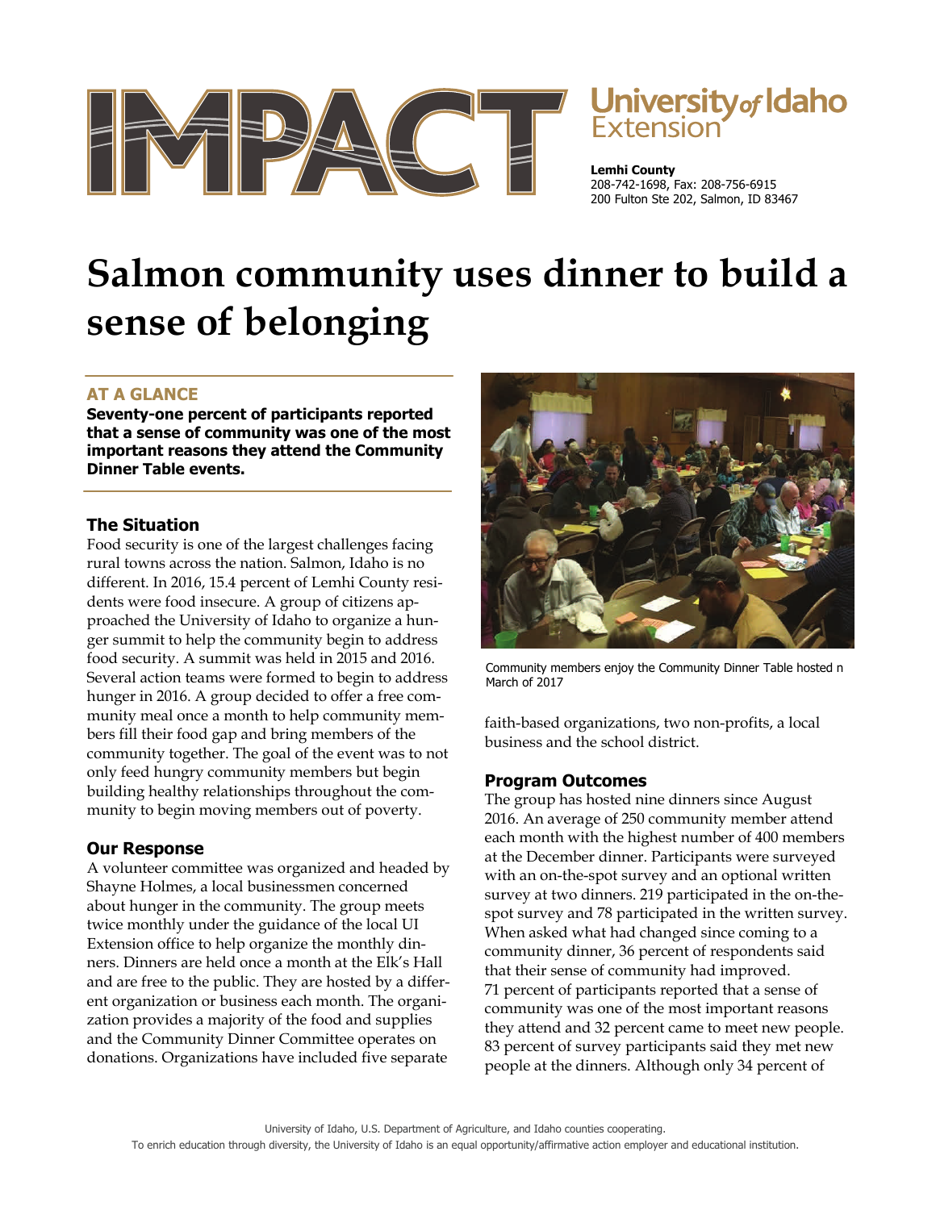University of Idaho Extension

**Lemhi County**
208-742-1698, Fax: 208-756-6915
200 Fulton Ste 202, Salmon, ID 83467

# Salmon community uses dinner to build a sense of belonging

## AT A GLANCE

**Seventy-one percent of participants reported that a sense of community was one of the most important reasons they attend the Community Dinner Table events.**

### The Situation

Food security is one of the largest challenges facing rural towns across the nation. Salmon, Idaho is no different. In 2016, 15.4 percent of Lemhi County residents were food insecure. A group of citizens approached the University of Idaho to organize a hunger summit to help the community begin to address food security. A summit was held in 2015 and 2016. Several action teams were formed to begin to address hunger in 2016. A group decided to offer a free community meal once a month to help community members fill their food gap and bring members of the community together. The goal of the event was to not only feed hungry community members but begin building healthy relationships throughout the community to begin moving members out of poverty.

### Our Response

A volunteer committee was organized and headed by Shayne Holmes, a local businessmen concerned about hunger in the community. The group meets twice monthly under the guidance of the local UI Extension office to help organize the monthly dinners. Dinners are held once a month at the Elk's Hall and are free to the public. They are hosted by a different organization or business each month. The organization provides a majority of the food and supplies and the Community Dinner Committee operates on donations. Organizations have included five separate faith-based organizations, two non-profits, a local business and the school district.

Community members enjoy the Community Dinner Table hosted n March of 2017

### Program Outcomes

The group has hosted nine dinners since August 2016. An average of 250 community member attend each month with the highest number of 400 members at the December dinner. Participants were surveyed with an on-the-spot survey and an optional written survey at two dinners. 219 participated in the on-the-spot survey and 78 participated in the written survey. When asked what had changed since coming to a community dinner, 36 percent of respondents said that their sense of community had improved. 71 percent of participants reported that a sense of community was one of the most important reasons they attend and 32 percent came to meet new people. 83 percent of survey participants said they met new people at the dinners. Although only 34 percent of

University of Idaho, U.S. Department of Agriculture, and Idaho counties cooperating.
To enrich education through diversity, the University of Idaho is an equal opportunity/affirmative action employer and educational institution.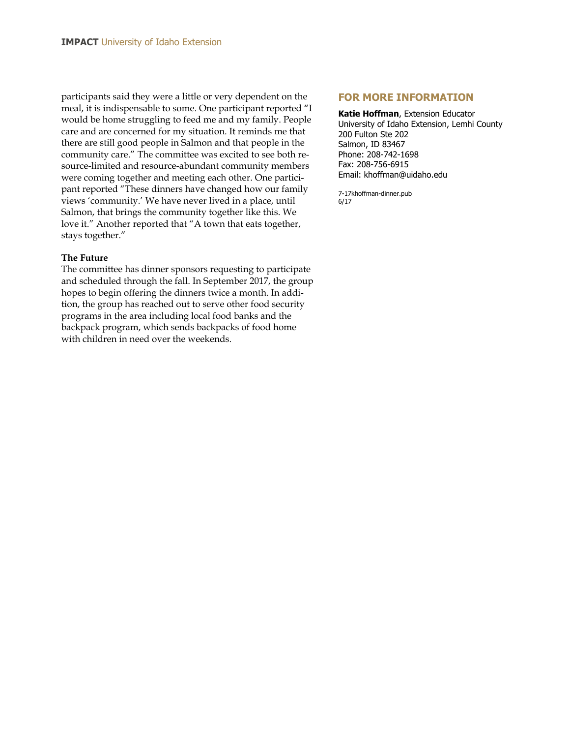participants said they were a little or very dependent on the meal, it is indispensable to some. One participant reported "I would be home struggling to feed me and my family. People care and are concerned for my situation. It reminds me that there are still good people in Salmon and that people in the community care." The committee was excited to see both resource-limited and resource-abundant community members were coming together and meeting each other. One participant reported "These dinners have changed how our family views 'community.' We have never lived in a place, until Salmon, that brings the community together like this. We love it." Another reported that "A town that eats together, stays together."

**The Future**

The committee has dinner sponsors requesting to participate and scheduled through the fall. In September 2017, the group hopes to begin offering the dinners twice a month. In addition, the group has reached out to serve other food security programs in the area including local food banks and the backpack program, which sends backpacks of food home with children in need over the weekends.

## FOR MORE INFORMATION

**Katie Hoffman**, Extension Educator
University of Idaho Extension, Lemhi County
200 Fulton Ste 202
Salmon, ID 83467
Phone: 208-742-1698
Fax: 208-756-6915
Email: khoffman@uidaho.edu

7-17khoffman-dinner.pub
6/17